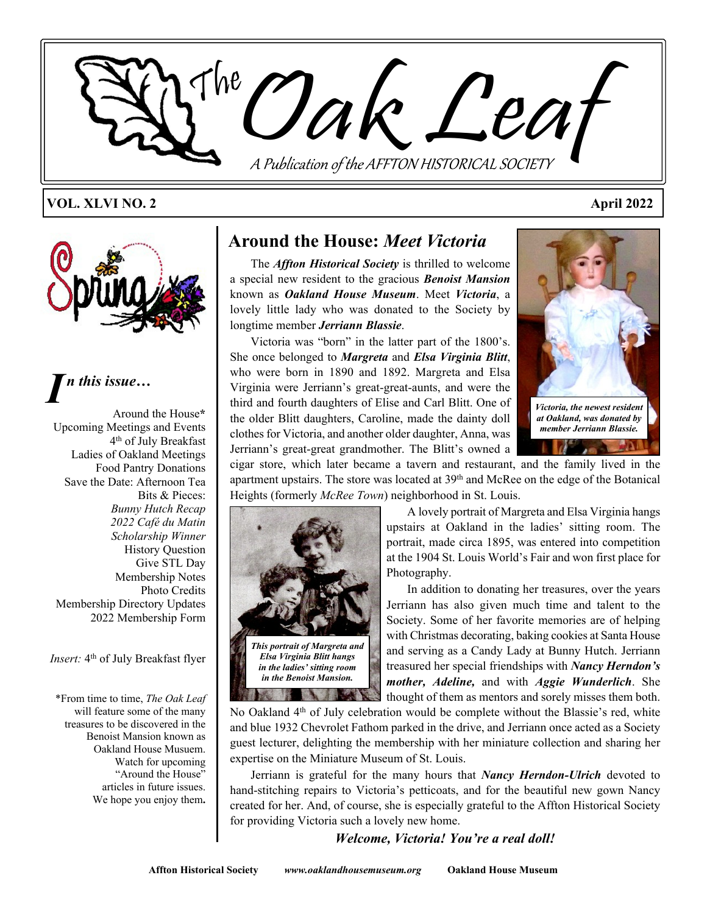# The Oak Leaf

A Publication of the AFFTON HISTORICAL SOCIETY

**VOL. XLVI NO. 2** **April 2022**

Spring

## *In this issue…*

Around the House*
Upcoming Meetings and Events
4th of July Breakfast
Ladies of Oakland Meetings
Food Pantry Donations
Save the Date: Afternoon Tea
Bits & Pieces:
*Bunny Hutch Recap*
*2022 Café du Matin*
*Scholarship Winner*
History Question
Give STL Day
Membership Notes
Photo Credits
Membership Directory Updates
2022 Membership Form

*Insert:* 4th of July Breakfast flyer

*From time to time, *The Oak Leaf* will feature some of the many treasures to be discovered in the Benoist Mansion known as Oakland House Musuem. Watch for upcoming "Around the House" articles in future issues. We hope you enjoy them**.**

## Around the House: *Meet Victoria*

The ***Affton Historical Society*** is thrilled to welcome a special new resident to the gracious ***Benoist Mansion*** known as ***Oakland House Museum***. Meet ***Victoria***, a lovely little lady who was donated to the Society by longtime member ***Jerriann Blassie***.

*Victoria, the newest resident at Oakland, was donated by member Jerriann Blassie.*

Victoria was "born" in the latter part of the 1800's. She once belonged to ***Margreta*** and ***Elsa Virginia Blitt***, who were born in 1890 and 1892. Margreta and Elsa Virginia were Jerriann's great-great-aunts, and were the third and fourth daughters of Elise and Carl Blitt. One of the older Blitt daughters, Caroline, made the dainty doll clothes for Victoria, and another older daughter, Anna, was Jerriann's great-great grandmother. The Blitt's owned a cigar store, which later became a tavern and restaurant, and the family lived in the apartment upstairs. The store was located at 39th and McRee on the edge of the Botanical Heights (formerly *McRee Town*) neighborhood in St. Louis.

*This portrait of Margreta and Elsa Virginia Blitt hangs in the ladies' sitting room in the Benoist Mansion.*

A lovely portrait of Margreta and Elsa Virginia hangs upstairs at Oakland in the ladies' sitting room. The portrait, made circa 1895, was entered into competition at the 1904 St. Louis World's Fair and won first place for Photography.

In addition to donating her treasures, over the years Jerriann has also given much time and talent to the Society. Some of her favorite memories are of helping with Christmas decorating, baking cookies at Santa House and serving as a Candy Lady at Bunny Hutch. Jerriann treasured her special friendships with ***Nancy Herndon's mother, Adeline,*** and with ***Aggie Wunderlich***. She thought of them as mentors and sorely misses them both. No Oakland 4th of July celebration would be complete without the Blassie's red, white and blue 1932 Chevrolet Fathom parked in the drive, and Jerriann once acted as a Society guest lecturer, delighting the membership with her miniature collection and sharing her expertise on the Miniature Museum of St. Louis.

Jerriann is grateful for the many hours that ***Nancy Herndon-Ulrich*** devoted to hand-stitching repairs to Victoria's petticoats, and for the beautiful new gown Nancy created for her. And, of course, she is especially grateful to the Affton Historical Society for providing Victoria such a lovely new home.

***Welcome, Victoria! You're a real doll!***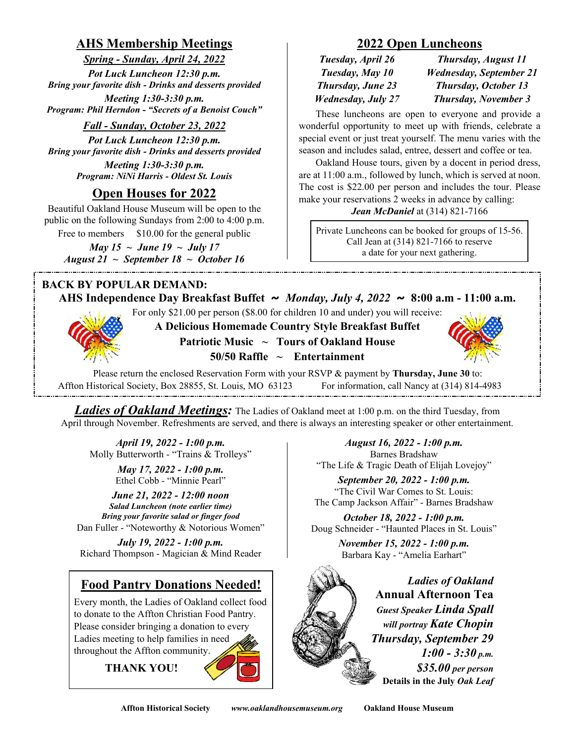## AHS Membership Meetings

***Spring - Sunday, April 24, 2022***

***Pot Luck Luncheon 12:30 p.m.***
***Bring your favorite dish - Drinks and desserts provided***

***Meeting 1:30-3:30 p.m.***
***Program: Phil Herndon - "Secrets of a Benoist Couch"***

***Fall - Sunday, October 23, 2022***

***Pot Luck Luncheon 12:30 p.m.***
***Bring your favorite dish - Drinks and desserts provided***

***Meeting 1:30-3:30 p.m.***
***Program: NiNi Harris - Oldest St. Louis***

## Open Houses for 2022

Beautiful Oakland House Museum will be open to the public on the following Sundays from 2:00 to 4:00 p.m.

Free to members     $10.00 for the general public

***May 15 ~ June 19 ~ July 17***
***August 21 ~ September 18 ~ October 16***

## 2022 Open Luncheons

| | |
|---|---|
| ***Tuesday, April 26*** | ***Thursday, August 11*** |
| ***Tuesday, May 10*** | ***Wednesday, September 21*** |
| ***Thursday, June 23*** | ***Thursday, October 13*** |
| ***Wednesday, July 27*** | ***Thursday, November 3*** |

These luncheons are open to everyone and provide a wonderful opportunity to meet up with friends, celebrate a special event or just treat yourself. The menu varies with the season and includes salad, entree, dessert and coffee or tea.

Oakland House tours, given by a docent in period dress, are at 11:00 a.m., followed by lunch, which is served at noon. The cost is $22.00 per person and includes the tour. Please make your reservations 2 weeks in advance by calling:
***Jean McDaniel*** at (314) 821-7166

Private Luncheons can be booked for groups of 15-56. Call Jean at (314) 821-7166 to reserve a date for your next gathering.

---

**BACK BY POPULAR DEMAND:**

**AHS Independence Day Breakfast Buffet ~ *Monday, July 4, 2022* ~ 8:00 a.m - 11:00 a.m.**

For only $21.00 per person ($8.00 for children 10 and under) you will receive:

**A Delicious Homemade Country Style Breakfast Buffet**
**Patriotic Music ~ Tours of Oakland House**
**50/50 Raffle ~ Entertainment**

Please return the enclosed Reservation Form with your RSVP & payment by **Thursday, June 30** to:
Affton Historical Society, Box 28855, St. Louis, MO 63123     For information, call Nancy at (314) 814-4983

---

***Ladies of Oakland Meetings:*** The Ladies of Oakland meet at 1:00 p.m. on the third Tuesday, from April through November. Refreshments are served, and there is always an interesting speaker or other entertainment.

***April 19, 2022 - 1:00 p.m.***
Molly Butterworth - "Trains & Trolleys"

***May 17, 2022 - 1:00 p.m.***
Ethel Cobb - "Minnie Pearl"

***June 21, 2022 - 12:00 noon***
***Salad Luncheon (note earlier time)***
***Bring your favorite salad or finger food***
Dan Fuller - "Noteworthy & Notorious Women"

***July 19, 2022 - 1:00 p.m.***
Richard Thompson - Magician & Mind Reader

***August 16, 2022 - 1:00 p.m.***
Barnes Bradshaw
"The Life & Tragic Death of Elijah Lovejoy"

***September 20, 2022 - 1:00 p.m.***
"The Civil War Comes to St. Louis:
The Camp Jackson Affair" - Barnes Bradshaw

***October 18, 2022 - 1:00 p.m.***
Doug Schneider - "Haunted Places in St. Louis"

***November 15, 2022 - 1:00 p.m.***
Barbara Kay - "Amelia Earhart"

## Food Pantry Donations Needed!

Every month, the Ladies of Oakland collect food to donate to the Affton Christian Food Pantry. Please consider bringing a donation to every Ladies meeting to help families in need throughout the Affton community.

**THANK YOU!**

***Ladies of Oakland***
**Annual Afternoon Tea**
***Guest Speaker Linda Spall***
***will portray Kate Chopin***
***Thursday, September 29***
***1:00 - 3:30 p.m.***
***$35.00 per person***
**Details in the July *Oak Leaf***

**Affton Historical Society** *www.oaklandhousemuseum.org* **Oakland House Museum**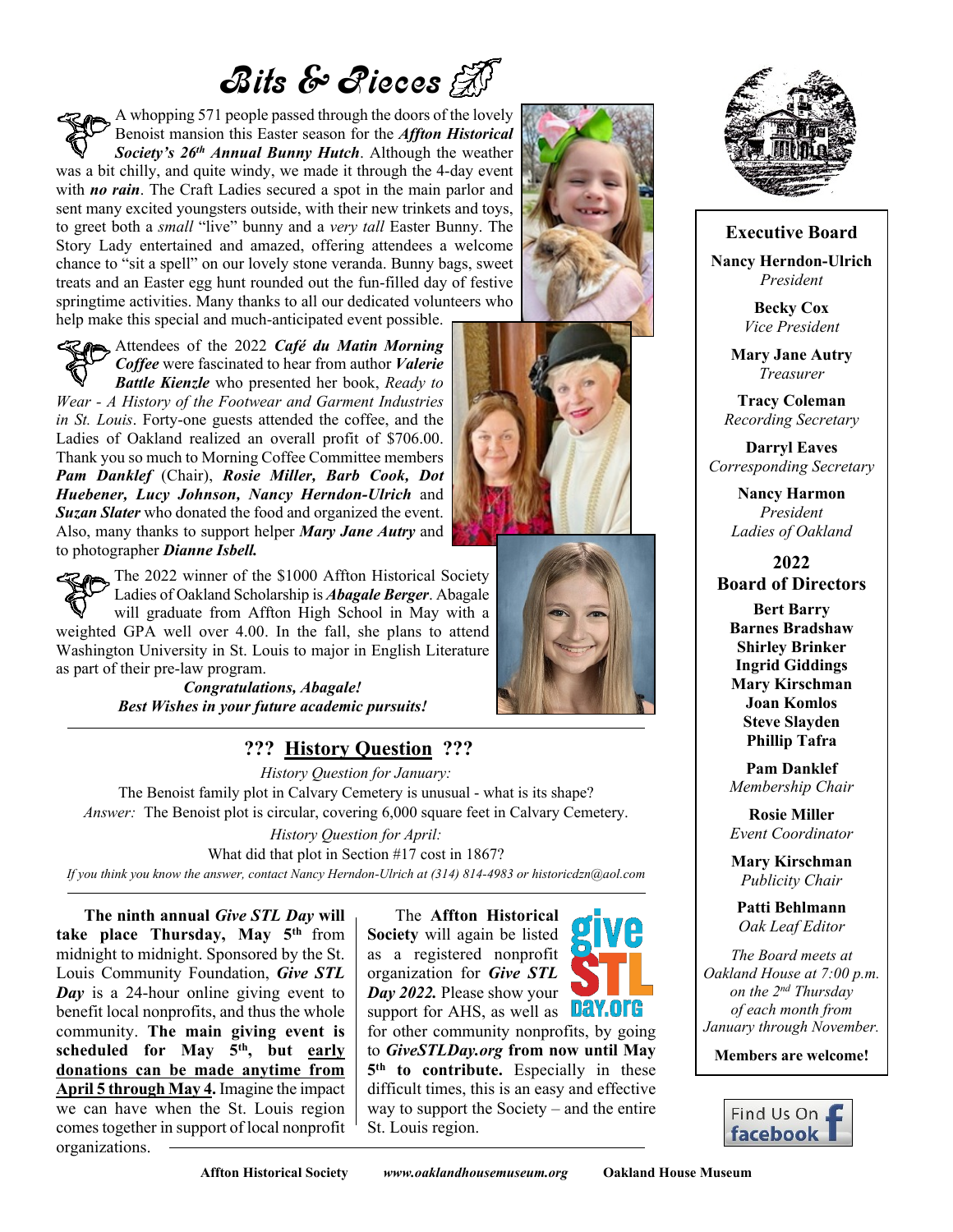# Bits & Pieces

A whopping 571 people passed through the doors of the lovely Benoist mansion this Easter season for the ***Affton Historical Society's 26th Annual Bunny Hutch***. Although the weather was a bit chilly, and quite windy, we made it through the 4-day event with ***no rain***. The Craft Ladies secured a spot in the main parlor and sent many excited youngsters outside, with their new trinkets and toys, to greet both a *small* "live" bunny and a *very tall* Easter Bunny. The Story Lady entertained and amazed, offering attendees a welcome chance to "sit a spell" on our lovely stone veranda. Bunny bags, sweet treats and an Easter egg hunt rounded out the fun-filled day of festive springtime activities. Many thanks to all our dedicated volunteers who help make this special and much-anticipated event possible.

Attendees of the 2022 ***Café du Matin Morning Coffee*** were fascinated to hear from author ***Valerie Battle Kienzle*** who presented her book, *Ready to Wear - A History of the Footwear and Garment Industries in St. Louis*. Forty-one guests attended the coffee, and the Ladies of Oakland realized an overall profit of $706.00. Thank you so much to Morning Coffee Committee members ***Pam Danklef*** (Chair), ***Rosie Miller, Barb Cook, Dot Huebener, Lucy Johnson, Nancy Herndon-Ulrich*** and ***Suzan Slater*** who donated the food and organized the event. Also, many thanks to support helper ***Mary Jane Autry*** and to photographer ***Dianne Isbell.***

The 2022 winner of the $1000 Affton Historical Society Ladies of Oakland Scholarship is ***Abagale Berger***. Abagale will graduate from Affton High School in May with a weighted GPA well over 4.00. In the fall, she plans to attend Washington University in St. Louis to major in English Literature as part of their pre-law program.

***Congratulations, Abagale!***
***Best Wishes in your future academic pursuits!***

## ??? History Question ???

*History Question for January:*
The Benoist family plot in Calvary Cemetery is unusual - what is its shape?
*Answer:* The Benoist plot is circular, covering 6,000 square feet in Calvary Cemetery.

*History Question for April:*
What did that plot in Section #17 cost in 1867?

*If you think you know the answer, contact Nancy Herndon-Ulrich at (314) 814-4983 or historicdzn@aol.com*

**The ninth annual *Give STL Day* will take place Thursday, May 5th** from midnight to midnight. Sponsored by the St. Louis Community Foundation, ***Give STL Day*** is a 24-hour online giving event to benefit local nonprofits, and thus the whole community. **The main giving event is scheduled for May 5th, but early donations can be made anytime from April 5 through May 4.** Imagine the impact we can have when the St. Louis region comes together in support of local nonprofit organizations.

The **Affton Historical Society** will again be listed as a registered nonprofit organization for ***Give STL Day 2022.*** Please show your support for AHS, as well as for other community nonprofits, by going to ***GiveSTLDay.org*** **from now until May 5th to contribute.** Especially in these difficult times, this is an easy and effective way to support the Society – and the entire St. Louis region.

**Executive Board**

**Nancy Herndon-Ulrich**
*President*

**Becky Cox**
*Vice President*

**Mary Jane Autry**
*Treasurer*

**Tracy Coleman**
*Recording Secretary*

**Darryl Eaves**
*Corresponding Secretary*

**Nancy Harmon**
*President*
*Ladies of Oakland*

**2022 Board of Directors**

**Bert Barry**
**Barnes Bradshaw**
**Shirley Brinker**
**Ingrid Giddings**
**Mary Kirschman**
**Joan Komlos**
**Steve Slayden**
**Phillip Tafra**

**Pam Danklef**
*Membership Chair*

**Rosie Miller**
*Event Coordinator*

**Mary Kirschman**
*Publicity Chair*

**Patti Behlmann**
*Oak Leaf Editor*

*The Board meets at Oakland House at 7:00 p.m. on the 2nd Thursday of each month from January through November.*

**Members are welcome!**

Find Us On facebook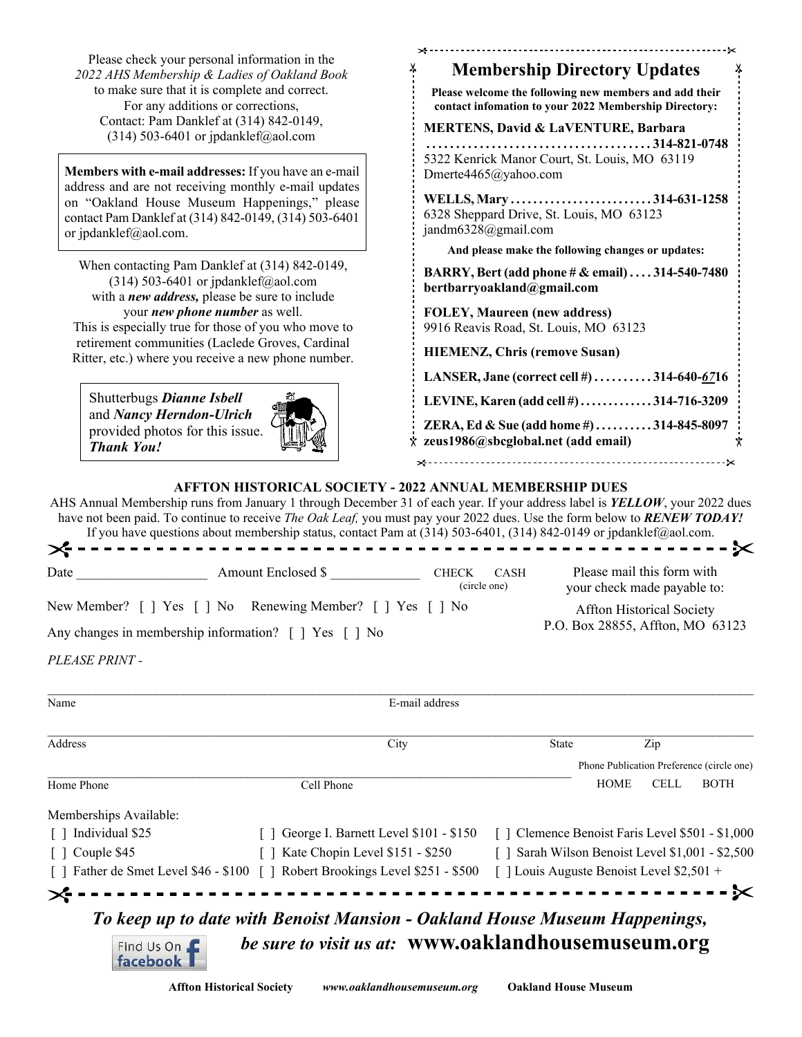Please check your personal information in the *2022 AHS Membership & Ladies of Oakland Book* to make sure that it is complete and correct. For any additions or corrections, Contact: Pam Danklef at (314) 842-0149, (314) 503-6401 or jpdanklef@aol.com

**Members with e-mail addresses:** If you have an e-mail address and are not receiving monthly e-mail updates on "Oakland House Museum Happenings," please contact Pam Danklef at (314) 842-0149, (314) 503-6401 or jpdanklef@aol.com.

When contacting Pam Danklef at (314) 842-0149, (314) 503-6401 or jpdanklef@aol.com with a ***new address,*** please be sure to include your ***new phone number*** as well. This is especially true for those of you who move to retirement communities (Laclede Groves, Cardinal Ritter, etc.) where you receive a new phone number.

Shutterbugs ***Dianne Isbell*** and ***Nancy Herndon-Ulrich*** provided photos for this issue. ***Thank You!***

## Membership Directory Updates

**Please welcome the following new members and add their contact infomation to your 2022 Membership Directory:**

**MERTENS, David & LaVENTURE, Barbara ...................................... 314-821-0748**
5322 Kenrick Manor Court, St. Louis, MO 63119
Dmerte4465@yahoo.com

**WELLS, Mary ......................... 314-631-1258**
6328 Sheppard Drive, St. Louis, MO 63123
jandm6328@gmail.com

**And please make the following changes or updates:**

**BARRY, Bert (add phone # & email) .... 314-540-7480**
**bertbarryoakland@gmail.com**

**FOLEY, Maureen (new address)**
9916 Reavis Road, St. Louis, MO 63123

**HIEMENZ, Chris (remove Susan)**

**LANSER, Jane (correct cell #) .......... 314-640-*67*16**

**LEVINE, Karen (add cell #) ............. 314-716-3209**

**ZERA, Ed & Sue (add home #) .......... 314-845-8097**
**zeus1986@sbcglobal.net (add email)**

### AFFTON HISTORICAL SOCIETY - 2022 ANNUAL MEMBERSHIP DUES

AHS Annual Membership runs from January 1 through December 31 of each year. If your address label is ***YELLOW***, your 2022 dues have not been paid. To continue to receive *The Oak Leaf,* you must pay your 2022 dues. Use the form below to ***RENEW TODAY!*** If you have questions about membership status, contact Pam at (314) 503-6401, (314) 842-0149 or jpdanklef@aol.com.

Date ___________________ Amount Enclosed $ _____________ CHECK CASH (circle one)

Please mail this form with your check made payable to:
Affton Historical Society
P.O. Box 28855, Affton, MO 63123

New Member? [ ] Yes [ ] No Renewing Member? [ ] Yes [ ] No

Any changes in membership information? [ ] Yes [ ] No

*PLEASE PRINT -*

Name ____________________ E-mail address ____________________

Address ____________________ City ____________ State ______ Zip ______

Home Phone ____________________ Cell Phone ____________________

Phone Publication Preference (circle one) HOME CELL BOTH

Memberships Available:

| | | |
|---|---|---|
| [ ] Individual $25 | [ ] George I. Barnett Level $101 - $150 | [ ] Clemence Benoist Faris Level $501 - $1,000 |
| [ ] Couple $45 | [ ] Kate Chopin Level $151 - $250 | [ ] Sarah Wilson Benoist Level $1,001 - $2,500 |
| [ ] Father de Smet Level $46 - $100 | [ ] Robert Brookings Level $251 - $500 | [ ] Louis Auguste Benoist Level $2,501 + |

***To keep up to date with Benoist Mansion - Oakland House Museum Happenings, be sure to visit us at:* www.oaklandhousemuseum.org**

Find Us On facebook